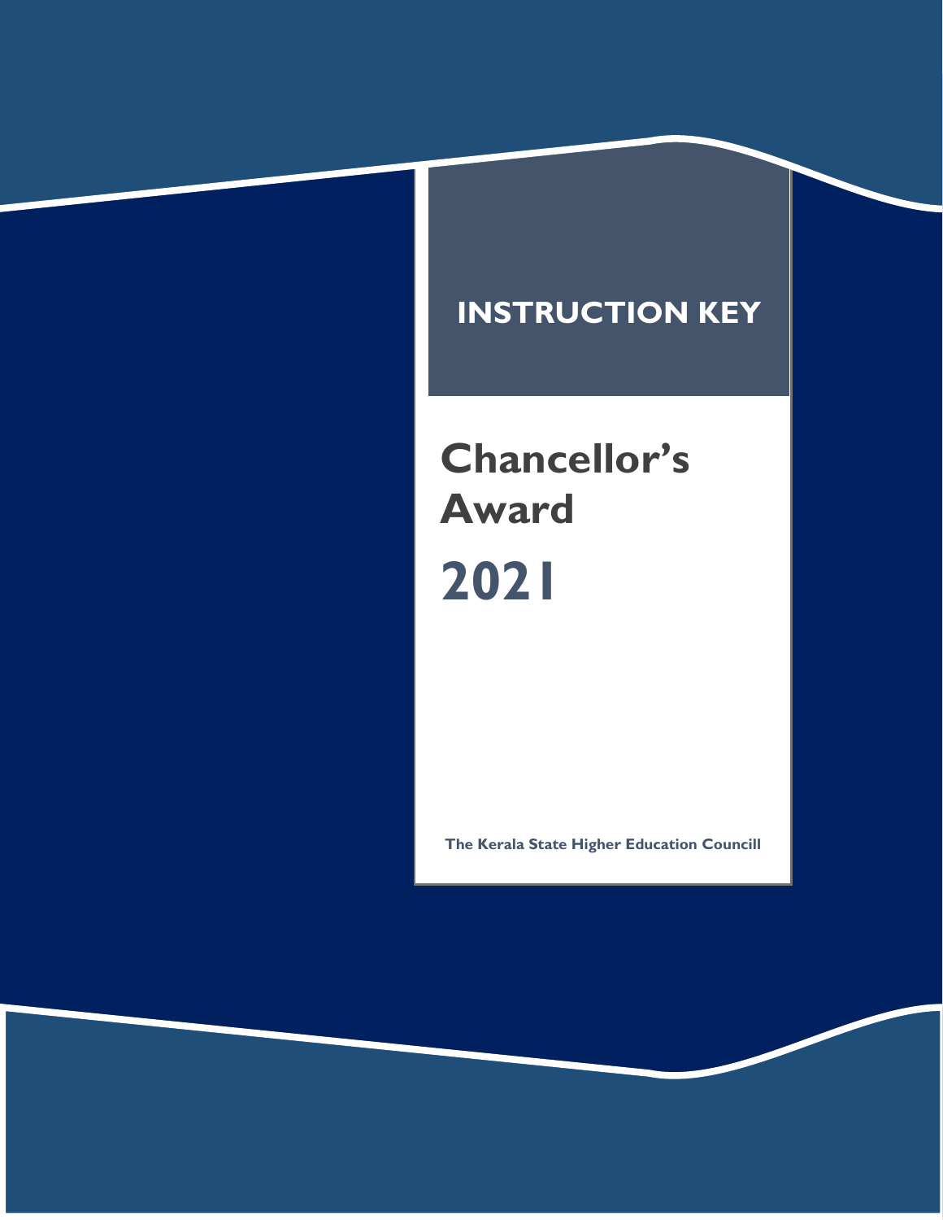# INSTRUCTION KEY

# Chancellor's Award

# 2021

**The Kerala State Higher Education Councill**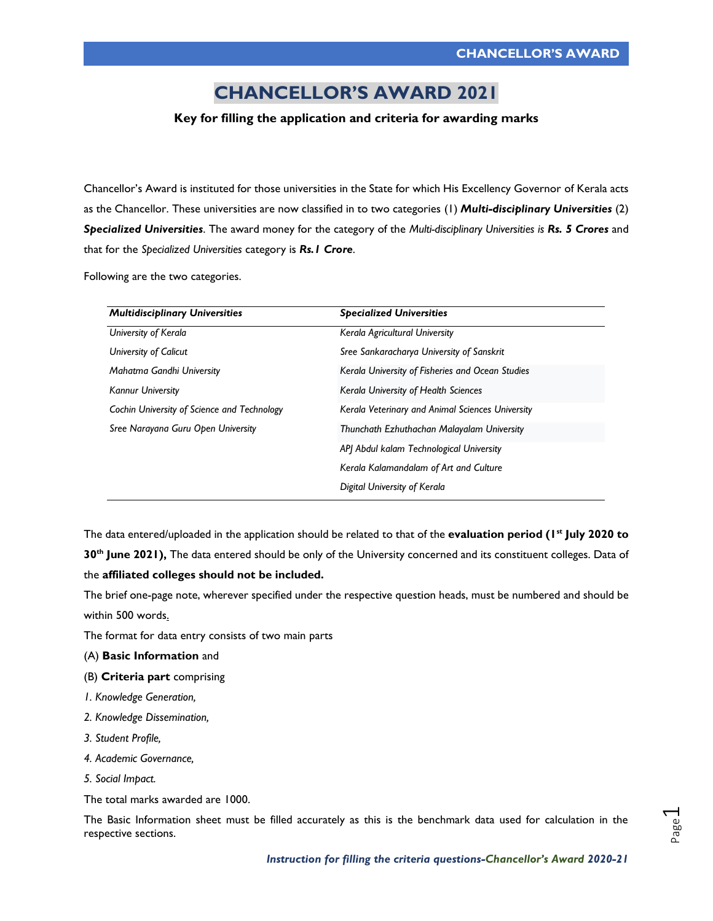# CHANCELLOR'S AWARD 2021

**Key for filling the application and criteria for awarding marks**

Chancellor's Award is instituted for those universities in the State for which His Excellency Governor of Kerala acts as the Chancellor. These universities are now classified in to two categories (1) ***Multi-disciplinary Universities*** (2) ***Specialized Universities***. The award money for the category of the *Multi-disciplinary Universities is* ***Rs. 5 Crores*** and that for the *Specialized Universities* category is ***Rs.1 Crore***.

Following are the two categories.

| ***Multidisciplinary Universities*** | ***Specialized Universities*** |
|---|---|
| *University of Kerala* | *Kerala Agricultural University* |
| *University of Calicut* | *Sree Sankaracharya University of Sanskrit* |
| *Mahatma Gandhi University* | *Kerala University of Fisheries and Ocean Studies* |
| *Kannur University* | *Kerala University of Health Sciences* |
| *Cochin University of Science and Technology* | *Kerala Veterinary and Animal Sciences University* |
| *Sree Narayana Guru Open University* | *Thunchath Ezhuthachan Malayalam University* |
| | *APJ Abdul kalam Technological University* |
| | *Kerala Kalamandalam of Art and Culture* |
| | *Digital University of Kerala* |

The data entered/uploaded in the application should be related to that of the **evaluation period (1st July 2020 to 30th June 2021),** The data entered should be only of the University concerned and its constituent colleges. Data of the **affiliated colleges should not be included.**

The brief one-page note, wherever specified under the respective question heads, must be numbered and should be within 500 words.

The format for data entry consists of two main parts

(A) **Basic Information** and

(B) **Criteria part** comprising

*1. Knowledge Generation,*

*2. Knowledge Dissemination,*

*3. Student Profile,*

*4. Academic Governance,*

*5. Social Impact.*

The total marks awarded are 1000.

The Basic Information sheet must be filled accurately as this is the benchmark data used for calculation in the respective sections.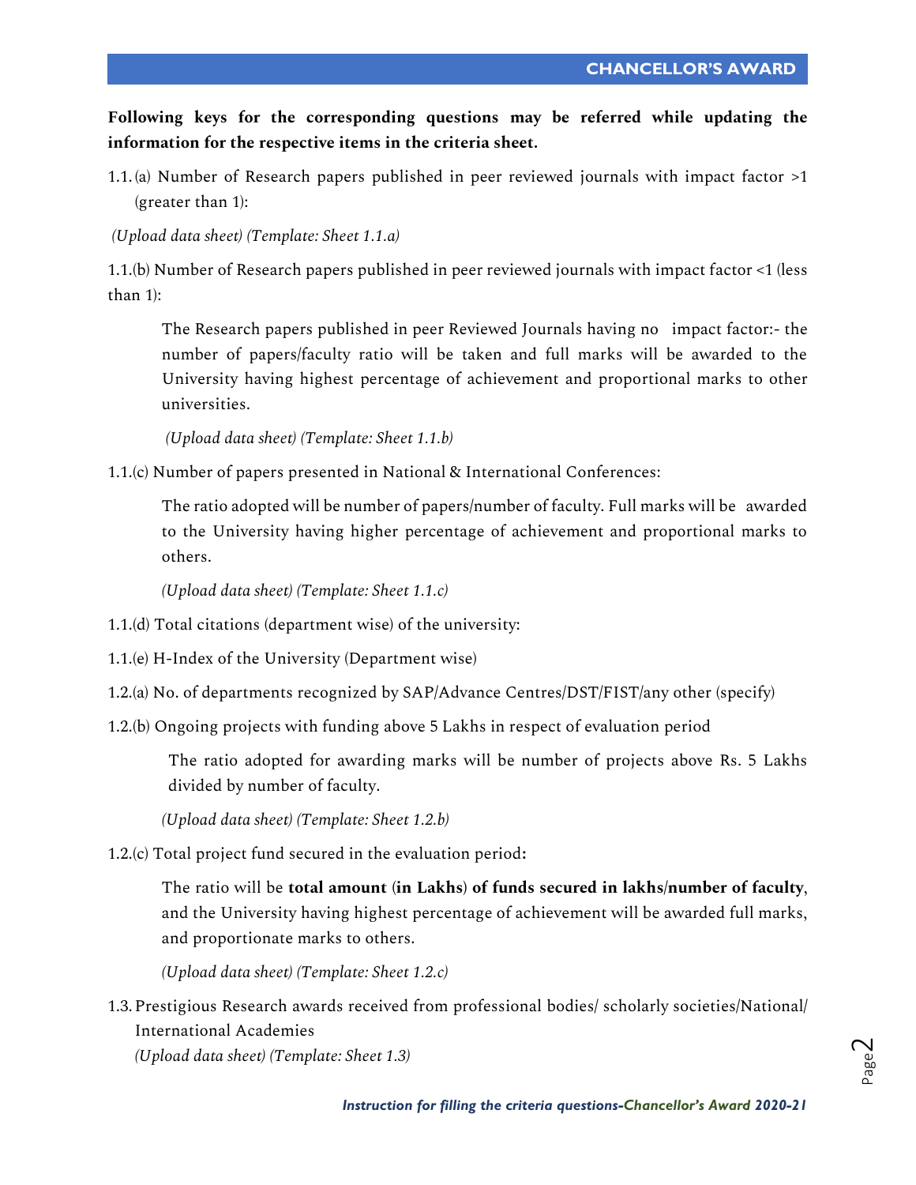**Following keys for the corresponding questions may be referred while updating the information for the respective items in the criteria sheet.**

1.1. (a) Number of Research papers published in peer reviewed journals with impact factor >1 (greater than 1):

*(Upload data sheet) (Template: Sheet 1.1.a)*

1.1.(b) Number of Research papers published in peer reviewed journals with impact factor <1 (less than 1):

> The Research papers published in peer Reviewed Journals having no impact factor:- the number of papers/faculty ratio will be taken and full marks will be awarded to the University having highest percentage of achievement and proportional marks to other universities.
>
> *(Upload data sheet) (Template: Sheet 1.1.b)*

1.1.(c) Number of papers presented in National & International Conferences:

> The ratio adopted will be number of papers/number of faculty. Full marks will be awarded to the University having higher percentage of achievement and proportional marks to others.
>
> *(Upload data sheet) (Template: Sheet 1.1.c)*

1.1.(d) Total citations (department wise) of the university:

1.1.(e) H-Index of the University (Department wise)

1.2.(a) No. of departments recognized by SAP/Advance Centres/DST/FIST/any other (specify)

1.2.(b) Ongoing projects with funding above 5 Lakhs in respect of evaluation period

> The ratio adopted for awarding marks will be number of projects above Rs. 5 Lakhs divided by number of faculty.
>
> *(Upload data sheet) (Template: Sheet 1.2.b)*

1.2.(c) Total project fund secured in the evaluation period**:**

> The ratio will be **total amount** (**in Lakhs**) **of funds secured in lakhs/number of faculty**, and the University having highest percentage of achievement will be awarded full marks, and proportionate marks to others.
>
> *(Upload data sheet) (Template: Sheet 1.2.c)*

1.3. Prestigious Research awards received from professional bodies/ scholarly societies/National/ International Academies
*(Upload data sheet) (Template: Sheet 1.3)*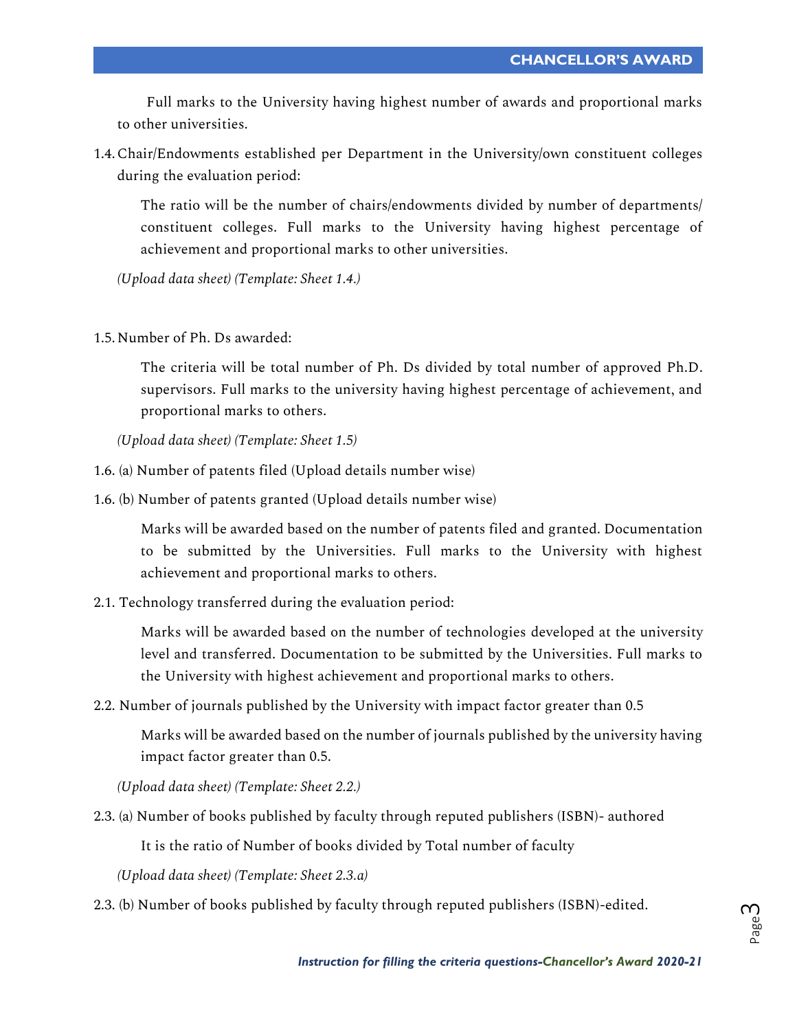Full marks to the University having highest number of awards and proportional marks to other universities.

1.4. Chair/Endowments established per Department in the University/own constituent colleges during the evaluation period:

   The ratio will be the number of chairs/endowments divided by number of departments/ constituent colleges. Full marks to the University having highest percentage of achievement and proportional marks to other universities.

   *(Upload data sheet) (Template: Sheet 1.4.)*

1.5. Number of Ph. Ds awarded:

   The criteria will be total number of Ph. Ds divided by total number of approved Ph.D. supervisors. Full marks to the university having highest percentage of achievement, and proportional marks to others.

   *(Upload data sheet) (Template: Sheet 1.5)*

1.6. (a) Number of patents filed (Upload details number wise)

1.6. (b) Number of patents granted (Upload details number wise)

   Marks will be awarded based on the number of patents filed and granted. Documentation to be submitted by the Universities. Full marks to the University with highest achievement and proportional marks to others.

2.1. Technology transferred during the evaluation period:

   Marks will be awarded based on the number of technologies developed at the university level and transferred. Documentation to be submitted by the Universities. Full marks to the University with highest achievement and proportional marks to others.

2.2. Number of journals published by the University with impact factor greater than 0.5

   Marks will be awarded based on the number of journals published by the university having impact factor greater than 0.5.

   *(Upload data sheet) (Template: Sheet 2.2.)*

2.3. (a) Number of books published by faculty through reputed publishers (ISBN)- authored

   It is the ratio of Number of books divided by Total number of faculty

   *(Upload data sheet) (Template: Sheet 2.3.a)*

2.3. (b) Number of books published by faculty through reputed publishers (ISBN)-edited.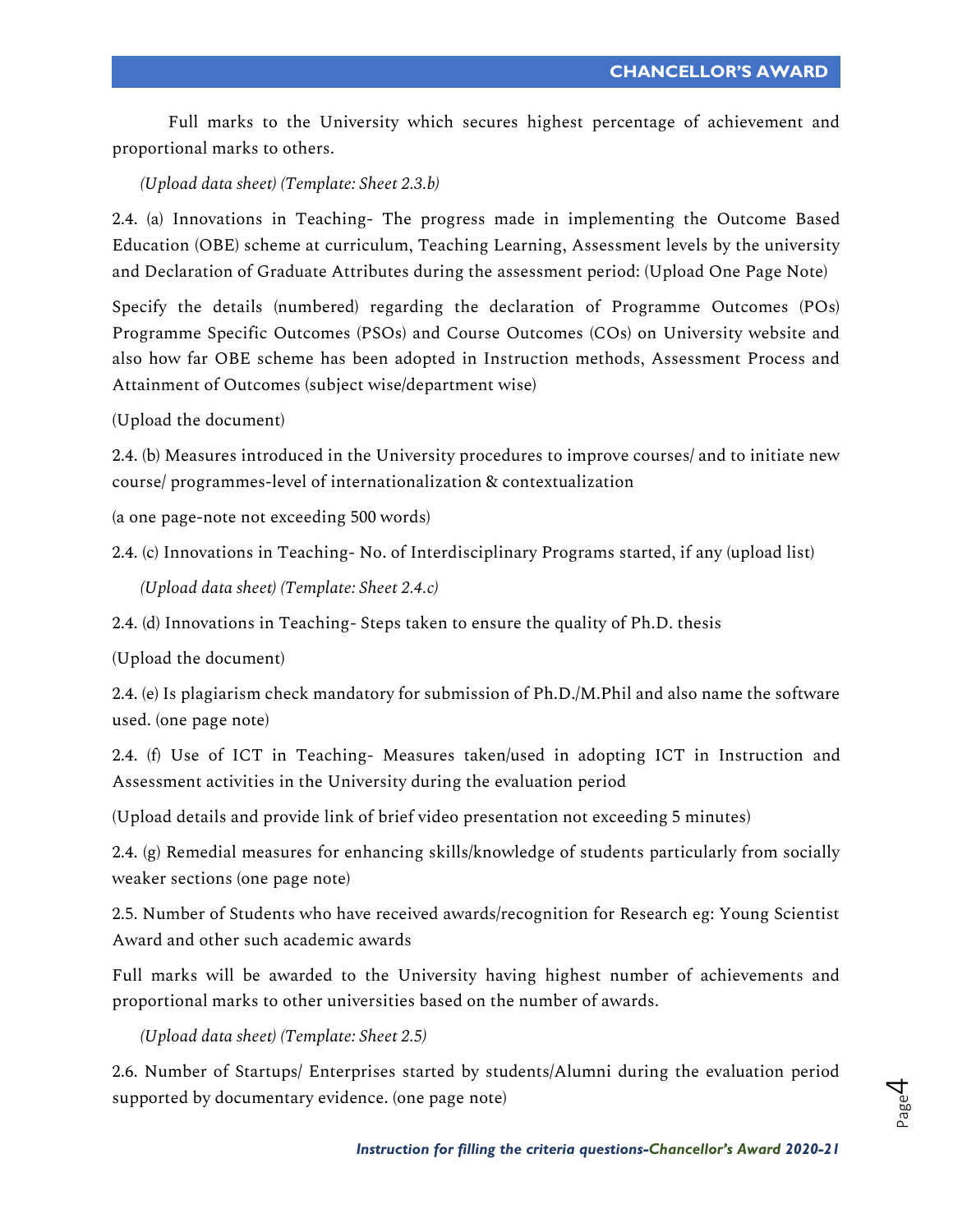Full marks to the University which secures highest percentage of achievement and proportional marks to others.

*(Upload data sheet) (Template: Sheet 2.3.b)*

2.4. (a) Innovations in Teaching- The progress made in implementing the Outcome Based Education (OBE) scheme at curriculum, Teaching Learning, Assessment levels by the university and Declaration of Graduate Attributes during the assessment period: (Upload One Page Note)

Specify the details (numbered) regarding the declaration of Programme Outcomes (POs) Programme Specific Outcomes (PSOs) and Course Outcomes (COs) on University website and also how far OBE scheme has been adopted in Instruction methods, Assessment Process and Attainment of Outcomes (subject wise/department wise)

(Upload the document)

2.4. (b) Measures introduced in the University procedures to improve courses/ and to initiate new course/ programmes-level of internationalization & contextualization

(a one page-note not exceeding 500 words)

2.4. (c) Innovations in Teaching- No. of Interdisciplinary Programs started, if any (upload list)

*(Upload data sheet) (Template: Sheet 2.4.c)*

2.4. (d) Innovations in Teaching- Steps taken to ensure the quality of Ph.D. thesis

(Upload the document)

2.4. (e) Is plagiarism check mandatory for submission of Ph.D./M.Phil and also name the software used. (one page note)

2.4. (f) Use of ICT in Teaching- Measures taken/used in adopting ICT in Instruction and Assessment activities in the University during the evaluation period

(Upload details and provide link of brief video presentation not exceeding 5 minutes)

2.4. (g) Remedial measures for enhancing skills/knowledge of students particularly from socially weaker sections (one page note)

2.5. Number of Students who have received awards/recognition for Research eg: Young Scientist Award and other such academic awards

Full marks will be awarded to the University having highest number of achievements and proportional marks to other universities based on the number of awards.

*(Upload data sheet) (Template: Sheet 2.5)*

2.6. Number of Startups/ Enterprises started by students/Alumni during the evaluation period supported by documentary evidence. (one page note)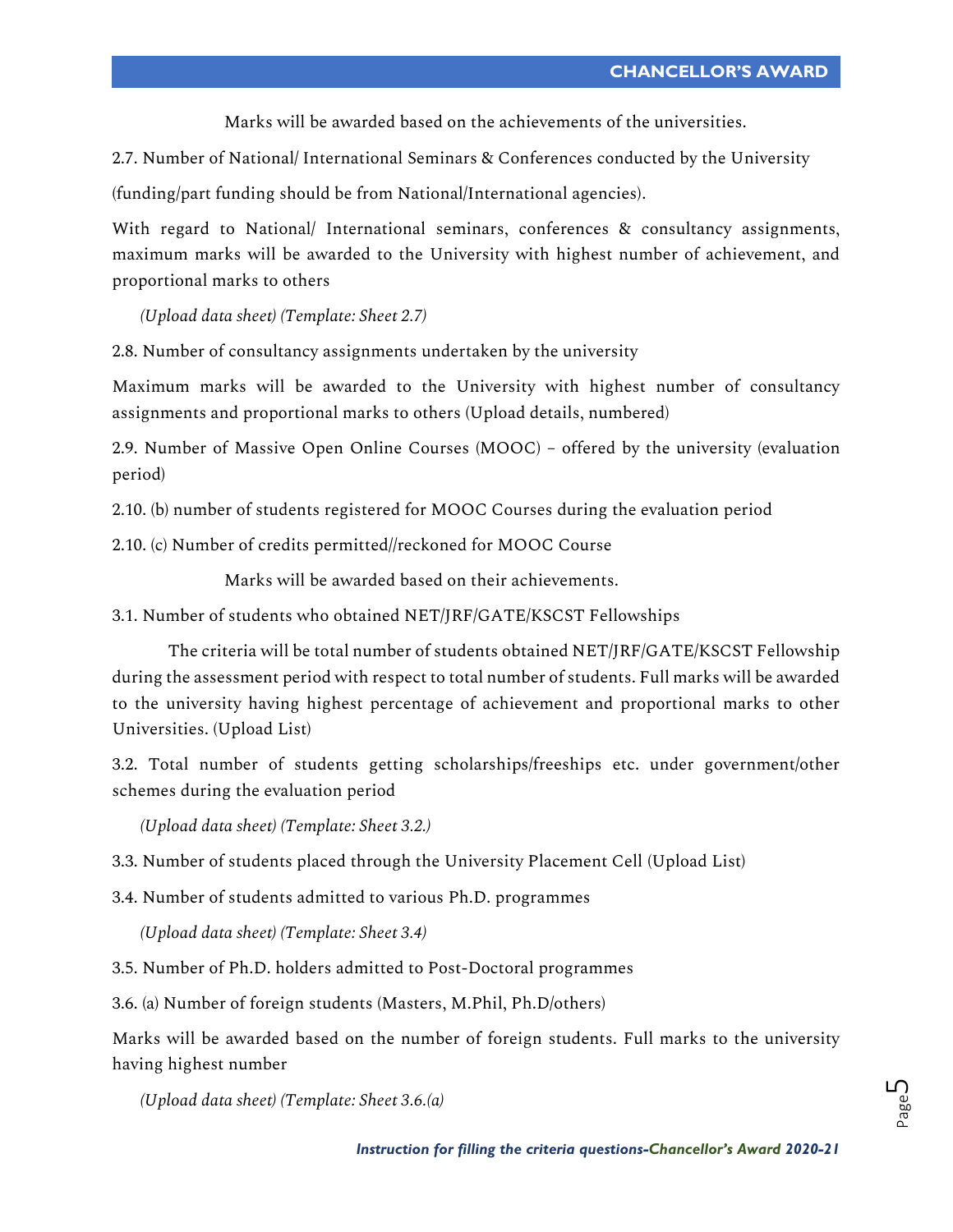Marks will be awarded based on the achievements of the universities.

2.7. Number of National/ International Seminars & Conferences conducted by the University (funding/part funding should be from National/International agencies).

With regard to National/ International seminars, conferences & consultancy assignments, maximum marks will be awarded to the University with highest number of achievement, and proportional marks to others

*(Upload data sheet) (Template: Sheet 2.7)*

2.8. Number of consultancy assignments undertaken by the university

Maximum marks will be awarded to the University with highest number of consultancy assignments and proportional marks to others (Upload details, numbered)

2.9. Number of Massive Open Online Courses (MOOC) – offered by the university (evaluation period)

2.10. (b) number of students registered for MOOC Courses during the evaluation period

2.10. (c) Number of credits permitted//reckoned for MOOC Course

Marks will be awarded based on their achievements.

3.1. Number of students who obtained NET/JRF/GATE/KSCST Fellowships

The criteria will be total number of students obtained NET/JRF/GATE/KSCST Fellowship during the assessment period with respect to total number of students. Full marks will be awarded to the university having highest percentage of achievement and proportional marks to other Universities. (Upload List)

3.2. Total number of students getting scholarships/freeships etc. under government/other schemes during the evaluation period

*(Upload data sheet) (Template: Sheet 3.2.)*

3.3. Number of students placed through the University Placement Cell (Upload List)

3.4. Number of students admitted to various Ph.D. programmes

*(Upload data sheet) (Template: Sheet 3.4)*

3.5. Number of Ph.D. holders admitted to Post-Doctoral programmes

3.6. (a) Number of foreign students (Masters, M.Phil, Ph.D/others)

Marks will be awarded based on the number of foreign students. Full marks to the university having highest number

*(Upload data sheet) (Template: Sheet 3.6.(a)*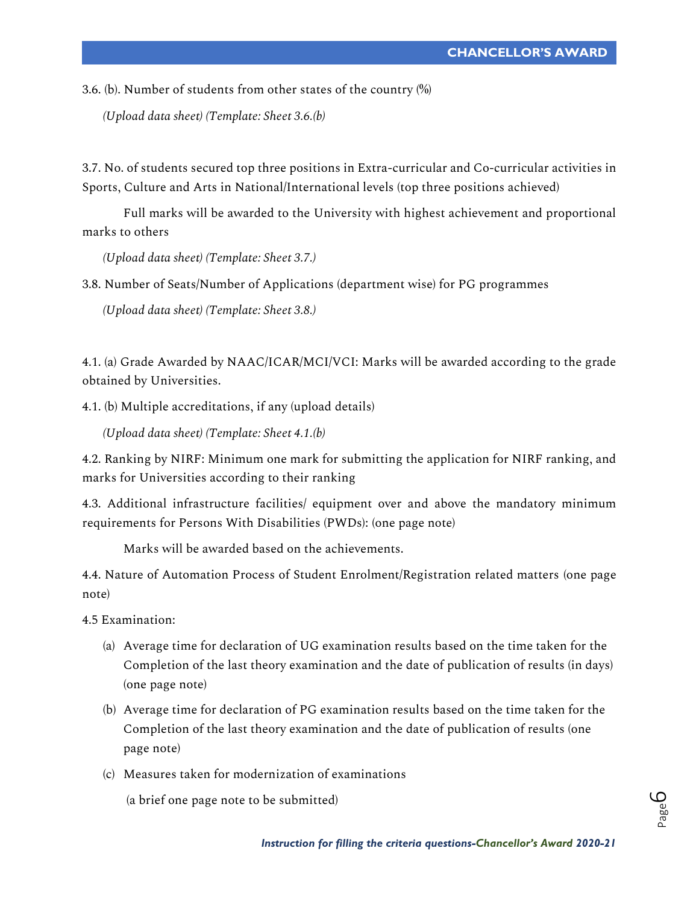3.6. (b). Number of students from other states of the country (%)

*(Upload data sheet) (Template: Sheet 3.6.(b)*

3.7. No. of students secured top three positions in Extra-curricular and Co-curricular activities in Sports, Culture and Arts in National/International levels (top three positions achieved)

Full marks will be awarded to the University with highest achievement and proportional marks to others

*(Upload data sheet) (Template: Sheet 3.7.)*

3.8. Number of Seats/Number of Applications (department wise) for PG programmes

*(Upload data sheet) (Template: Sheet 3.8.)*

4.1. (a) Grade Awarded by NAAC/ICAR/MCI/VCI: Marks will be awarded according to the grade obtained by Universities.

4.1. (b) Multiple accreditations, if any (upload details)

*(Upload data sheet) (Template: Sheet 4.1.(b)*

4.2. Ranking by NIRF: Minimum one mark for submitting the application for NIRF ranking, and marks for Universities according to their ranking

4.3. Additional infrastructure facilities/ equipment over and above the mandatory minimum requirements for Persons With Disabilities (PWDs): (one page note)

Marks will be awarded based on the achievements.

4.4. Nature of Automation Process of Student Enrolment/Registration related matters (one page note)

4.5 Examination:

(a) Average time for declaration of UG examination results based on the time taken for the Completion of the last theory examination and the date of publication of results (in days) (one page note)

(b) Average time for declaration of PG examination results based on the time taken for the Completion of the last theory examination and the date of publication of results (one page note)

(c) Measures taken for modernization of examinations

(a brief one page note to be submitted)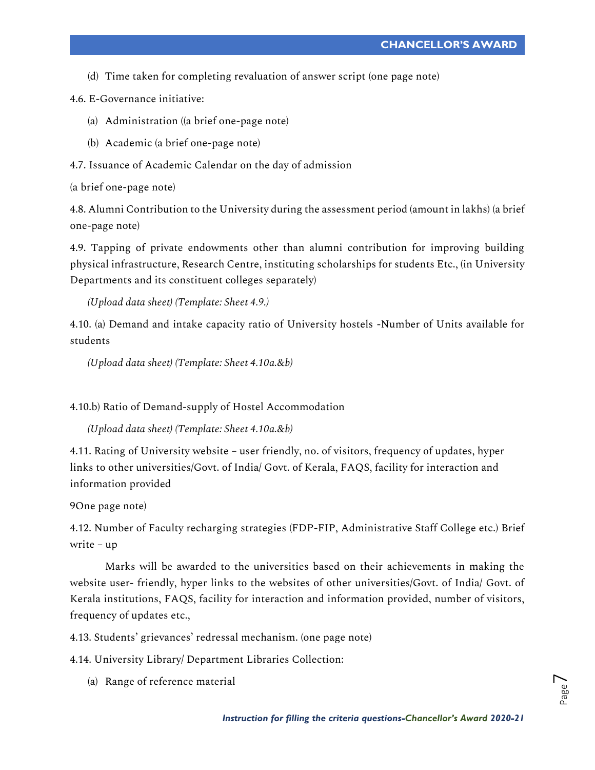(d) Time taken for completing revaluation of answer script (one page note)

4.6. E-Governance initiative:

(a) Administration ((a brief one-page note)

(b) Academic (a brief one-page note)

4.7. Issuance of Academic Calendar on the day of admission

(a brief one-page note)

4.8. Alumni Contribution to the University during the assessment period (amount in lakhs) (a brief one-page note)

4.9. Tapping of private endowments other than alumni contribution for improving building physical infrastructure, Research Centre, instituting scholarships for students Etc., (in University Departments and its constituent colleges separately)

*(Upload data sheet) (Template: Sheet 4.9.)*

4.10. (a) Demand and intake capacity ratio of University hostels -Number of Units available for students

*(Upload data sheet) (Template: Sheet 4.10a.&b)*

4.10.b) Ratio of Demand-supply of Hostel Accommodation

*(Upload data sheet) (Template: Sheet 4.10a.&b)*

4.11. Rating of University website – user friendly, no. of visitors, frequency of updates, hyper links to other universities/Govt. of India/ Govt. of Kerala, FAQS, facility for interaction and information provided

9One page note)

4.12. Number of Faculty recharging strategies (FDP-FIP, Administrative Staff College etc.) Brief write – up

Marks will be awarded to the universities based on their achievements in making the website user- friendly, hyper links to the websites of other universities/Govt. of India/ Govt. of Kerala institutions, FAQS, facility for interaction and information provided, number of visitors, frequency of updates etc.,

4.13. Students' grievances' redressal mechanism. (one page note)

4.14. University Library/ Department Libraries Collection:

(a) Range of reference material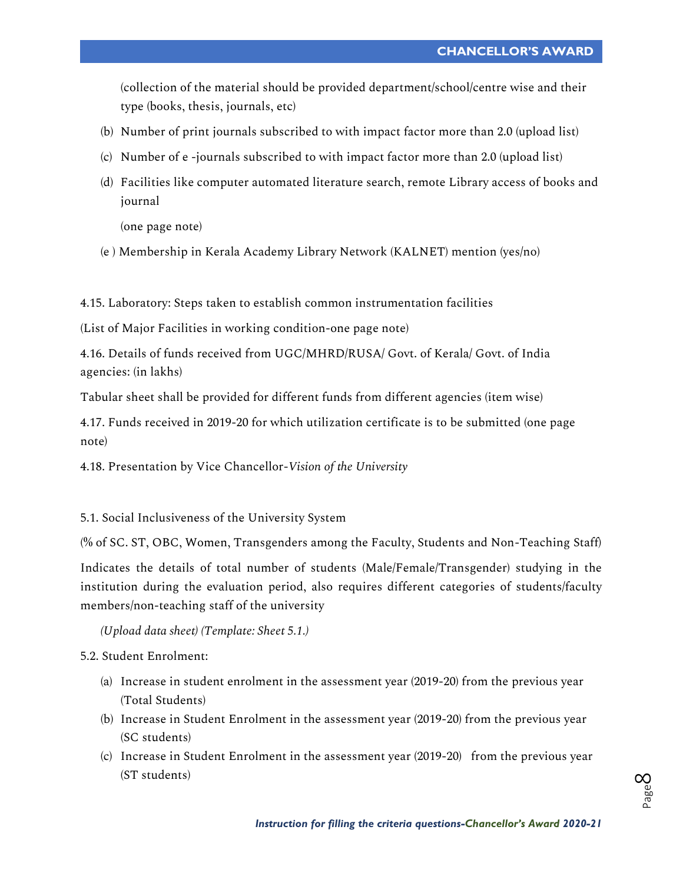(collection of the material should be provided department/school/centre wise and their type (books, thesis, journals, etc)

(b) Number of print journals subscribed to with impact factor more than 2.0 (upload list)

(c) Number of e -journals subscribed to with impact factor more than 2.0 (upload list)

(d) Facilities like computer automated literature search, remote Library access of books and journal

(one page note)

(e ) Membership in Kerala Academy Library Network (KALNET) mention (yes/no)

4.15. Laboratory: Steps taken to establish common instrumentation facilities

(List of Major Facilities in working condition-one page note)

4.16. Details of funds received from UGC/MHRD/RUSA/ Govt. of Kerala/ Govt. of India agencies: (in lakhs)

Tabular sheet shall be provided for different funds from different agencies (item wise)

4.17. Funds received in 2019-20 for which utilization certificate is to be submitted (one page note)

4.18. Presentation by Vice Chancellor-*Vision of the University*

5.1. Social Inclusiveness of the University System

(% of SC. ST, OBC, Women, Transgenders among the Faculty, Students and Non-Teaching Staff)

Indicates the details of total number of students (Male/Female/Transgender) studying in the institution during the evaluation period, also requires different categories of students/faculty members/non-teaching staff of the university

*(Upload data sheet) (Template: Sheet 5.1.)*

5.2. Student Enrolment:

(a) Increase in student enrolment in the assessment year (2019-20) from the previous year (Total Students)

(b) Increase in Student Enrolment in the assessment year (2019-20) from the previous year (SC students)

(c) Increase in Student Enrolment in the assessment year (2019-20) from the previous year (ST students)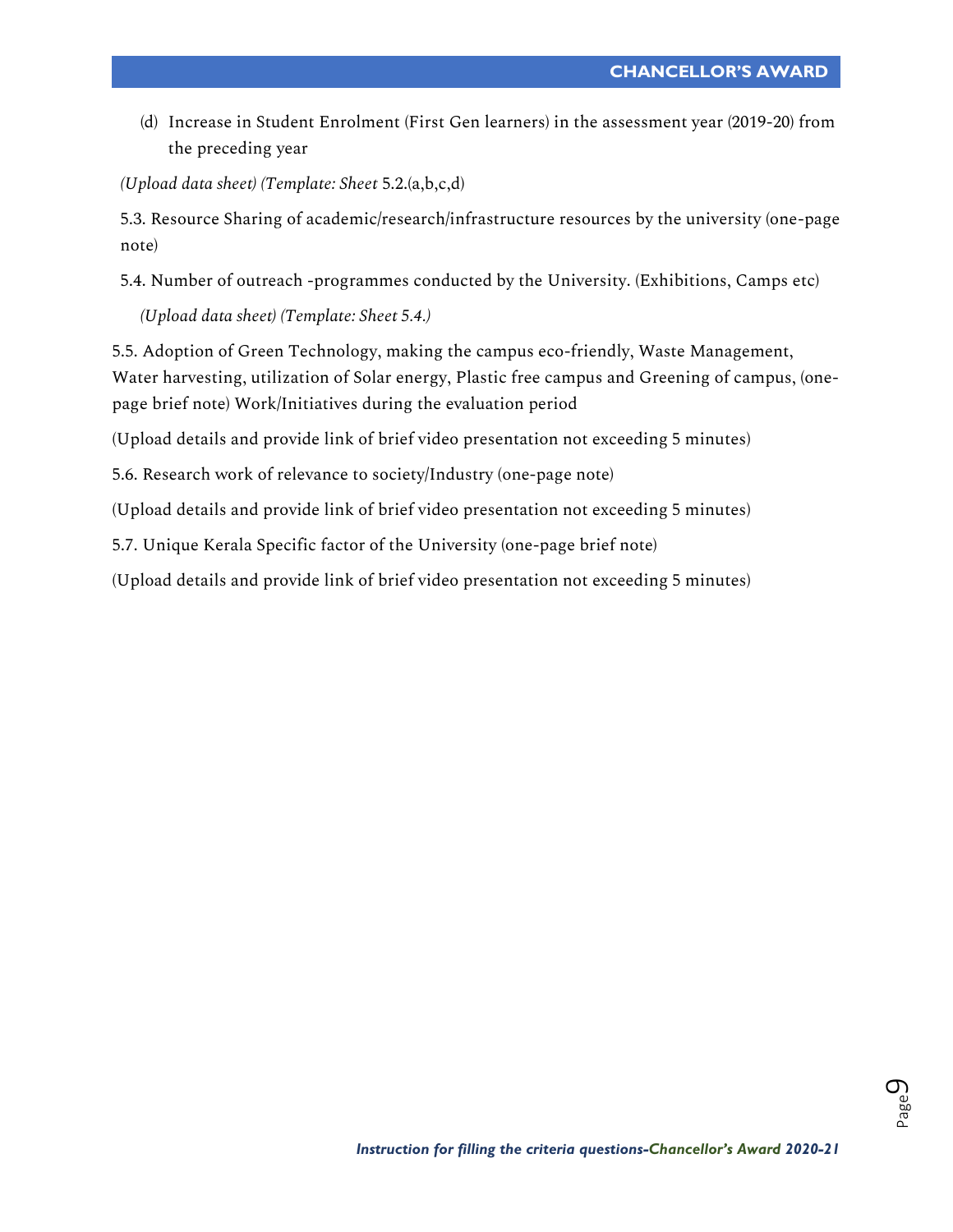(d) Increase in Student Enrolment (First Gen learners) in the assessment year (2019-20) from the preceding year

*(Upload data sheet) (Template: Sheet* 5.2.(a,b,c,d)

5.3. Resource Sharing of academic/research/infrastructure resources by the university (one-page note)

5.4. Number of outreach -programmes conducted by the University. (Exhibitions, Camps etc)

*(Upload data sheet) (Template: Sheet 5.4.)*

5.5. Adoption of Green Technology, making the campus eco-friendly, Waste Management, Water harvesting, utilization of Solar energy, Plastic free campus and Greening of campus, (one-page brief note) Work/Initiatives during the evaluation period

(Upload details and provide link of brief video presentation not exceeding 5 minutes)

5.6. Research work of relevance to society/Industry (one-page note)

(Upload details and provide link of brief video presentation not exceeding 5 minutes)

5.7. Unique Kerala Specific factor of the University (one-page brief note)

(Upload details and provide link of brief video presentation not exceeding 5 minutes)